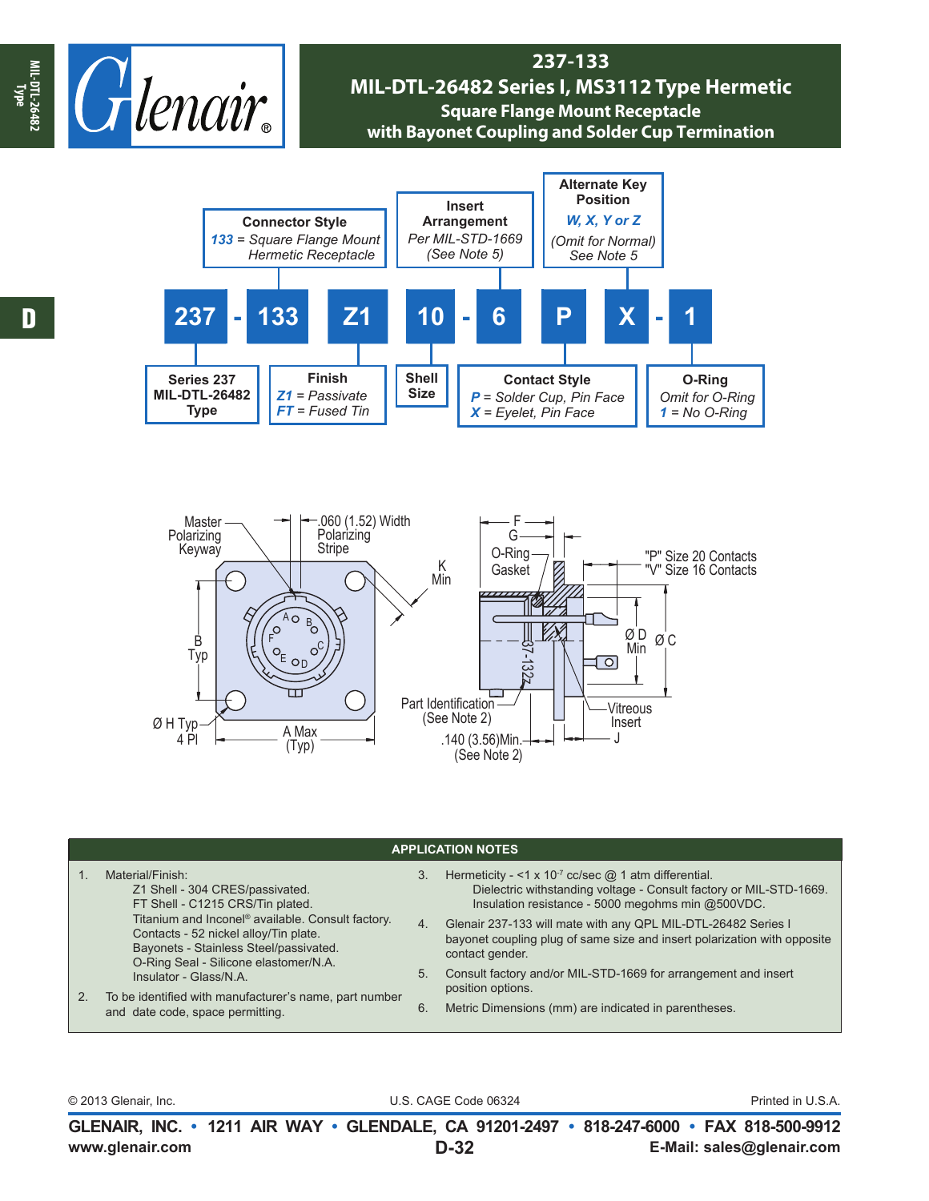# 237-133

## MIL-DTL-26482 Series I, MS3112 Type Hermetic Square Flange Mount Receptacle with Bayonet Coupling and Solder Cup Termination

**237 - 133 Z1 10 - 6 P X - 1**

- **Series 237** MIL-DTL-26482 Type
- **Connector Style**
  - *133* = Square Flange Mount Hermetic Receptacle
- **Finish**
  - *Z1* = Passivate
  - *FT* = Fused Tin
- **Shell Size**
- **Insert Arrangement** Per MIL-STD-1669 (See Note 5)
- **Contact Style**
  - *P* = Solder Cup, Pin Face
  - *X* = Eyelet, Pin Face
- **Alternate Key Position**
  - *W, X, Y or Z*
  - (Omit for Normal) See Note 5
- **O-Ring**
  - Omit for O-Ring
  - *1* = No O-Ring

Master Polarizing Keyway

.060 (1.52) Width Polarizing Stripe

K Min

B Typ

Ø H Typ 4 Pl

A Max (Typ)

F

G

O-Ring Gasket

"P" Size 20 Contacts
"V" Size 16 Contacts

Ø D Min

Ø C

Part Identification (See Note 2)

.140 (3.56)Min. (See Note 2)

Vitreous Insert

J

## APPLICATION NOTES

1. Material/Finish:
   - Z1 Shell - 304 CRES/passivated.
   - FT Shell - C1215 CRS/Tin plated.
   - Titanium and Inconel® available. Consult factory.
   - Contacts - 52 nickel alloy/Tin plate.
   - Bayonets - Stainless Steel/passivated.
   - O-Ring Seal - Silicone elastomer/N.A.
   - Insulator - Glass/N.A.
2. To be identified with manufacturer's name, part number and date code, space permitting.
3. Hermeticity - <1 x $10^{-7}$ cc/sec @ 1 atm differential.
   Dielectric withstanding voltage - Consult factory or MIL-STD-1669.
   Insulation resistance - 5000 megohms min @500VDC.
4. Glenair 237-133 will mate with any QPL MIL-DTL-26482 Series I bayonet coupling plug of same size and insert polarization with opposite contact gender.
5. Consult factory and/or MIL-STD-1669 for arrangement and insert position options.
6. Metric Dimensions (mm) are indicated in parentheses.

© 2013 Glenair, Inc. U.S. CAGE Code 06324 Printed in U.S.A.

**GLENAIR, INC. • 1211 AIR WAY • GLENDALE, CA 91201-2497 • 818-247-6000 • FAX 818-500-9912**

**www.glenair.com** **E-Mail: sales@glenair.com**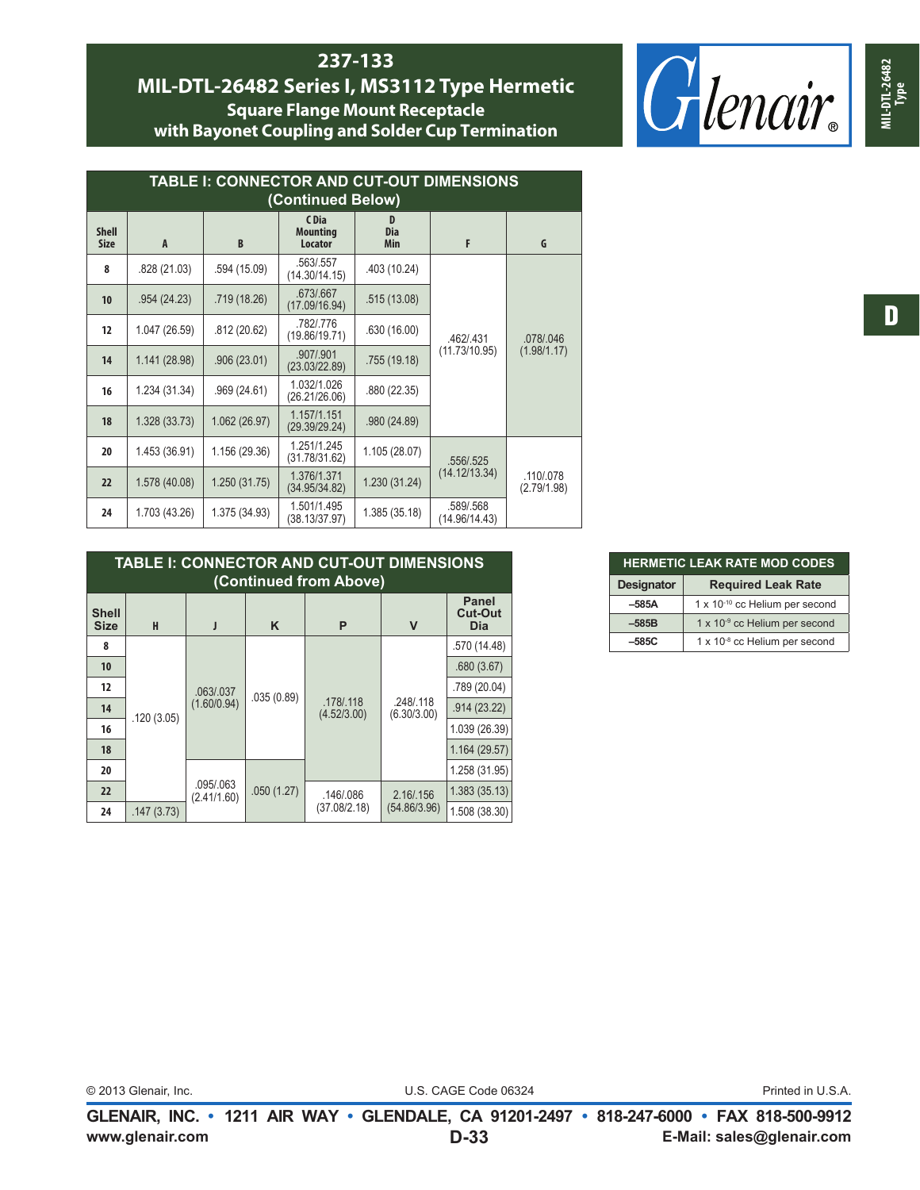# 237-133

## MIL-DTL-26482 Series I, MS3112 Type Hermetic

### Square Flange Mount Receptacle with Bayonet Coupling and Solder Cup Termination

**TABLE I: CONNECTOR AND CUT-OUT DIMENSIONS (Continued Below)**

| Shell Size | A | B | C Dia Mounting Locator | D Dia Min | F | G |
|---|---|---|---|---|---|---|
| 8 | .828 (21.03) | .594 (15.09) | .563/.557 (14.30/14.15) | .403 (10.24) | .462/.431 (11.73/10.95) | .078/.046 (1.98/1.17) |
| 10 | .954 (24.23) | .719 (18.26) | .673/.667 (17.09/16.94) | .515 (13.08) | .462/.431 (11.73/10.95) | .078/.046 (1.98/1.17) |
| 12 | 1.047 (26.59) | .812 (20.62) | .782/.776 (19.86/19.71) | .630 (16.00) | .462/.431 (11.73/10.95) | .078/.046 (1.98/1.17) |
| 14 | 1.141 (28.98) | .906 (23.01) | .907/.901 (23.03/22.89) | .755 (19.18) | .462/.431 (11.73/10.95) | .078/.046 (1.98/1.17) |
| 16 | 1.234 (31.34) | .969 (24.61) | 1.032/1.026 (26.21/26.06) | .880 (22.35) | .462/.431 (11.73/10.95) | .078/.046 (1.98/1.17) |
| 18 | 1.328 (33.73) | 1.062 (26.97) | 1.157/1.151 (29.39/29.24) | .980 (24.89) | .462/.431 (11.73/10.95) | .078/.046 (1.98/1.17) |
| 20 | 1.453 (36.91) | 1.156 (29.36) | 1.251/1.245 (31.78/31.62) | 1.105 (28.07) | .556/.525 (14.12/13.34) | .110/.078 (2.79/1.98) |
| 22 | 1.578 (40.08) | 1.250 (31.75) | 1.376/1.371 (34.95/34.82) | 1.230 (31.24) | .556/.525 (14.12/13.34) | .110/.078 (2.79/1.98) |
| 24 | 1.703 (43.26) | 1.375 (34.93) | 1.501/1.495 (38.13/37.97) | 1.385 (35.18) | .589/.568 (14.96/14.43) | .110/.078 (2.79/1.98) |

**TABLE I: CONNECTOR AND CUT-OUT DIMENSIONS (Continued from Above)**

| Shell Size | H | J | K | P | V | Panel Cut-Out Dia |
|---|---|---|---|---|---|---|
| 8 | .120 (3.05) | .063/.037 (1.60/0.94) | .035 (0.89) | .178/.118 (4.52/3.00) | .248/.118 (6.30/3.00) | .570 (14.48) |
| 10 | .120 (3.05) | .063/.037 (1.60/0.94) | .035 (0.89) | .178/.118 (4.52/3.00) | .248/.118 (6.30/3.00) | .680 (3.67) |
| 12 | .120 (3.05) | .063/.037 (1.60/0.94) | .035 (0.89) | .178/.118 (4.52/3.00) | .248/.118 (6.30/3.00) | .789 (20.04) |
| 14 | .120 (3.05) | .063/.037 (1.60/0.94) | .035 (0.89) | .178/.118 (4.52/3.00) | .248/.118 (6.30/3.00) | .914 (23.22) |
| 16 | .120 (3.05) | .063/.037 (1.60/0.94) | .035 (0.89) | .178/.118 (4.52/3.00) | .248/.118 (6.30/3.00) | 1.039 (26.39) |
| 18 | .120 (3.05) | .063/.037 (1.60/0.94) | .035 (0.89) | .178/.118 (4.52/3.00) | .248/.118 (6.30/3.00) | 1.164 (29.57) |
| 20 | .120 (3.05) | .095/.063 (2.41/1.60) | .050 (1.27) | .178/.118 (4.52/3.00) | .248/.118 (6.30/3.00) | 1.258 (31.95) |
| 22 | .120 (3.05) | .095/.063 (2.41/1.60) | .050 (1.27) | .146/.086 (37.08/2.18) | 2.16/.156 (54.86/3.96) | 1.383 (35.13) |
| 24 | .147 (3.73) | .095/.063 (2.41/1.60) | .050 (1.27) | .146/.086 (37.08/2.18) | 2.16/.156 (54.86/3.96) | 1.508 (38.30) |

**HERMETIC LEAK RATE MOD CODES**

| Designator | Required Leak Rate |
|---|---|
| –585A | 1 x $10^{-10}$ cc Helium per second |
| –585B | 1 x $10^{-9}$ cc Helium per second |
| –585C | 1 x $10^{-8}$ cc Helium per second |

© 2013 Glenair, Inc. U.S. CAGE Code 06324 Printed in U.S.A.

**GLENAIR, INC. • 1211 AIR WAY • GLENDALE, CA 91201-2497 • 818-247-6000 • FAX 818-500-9912**
**www.glenair.com** **E-Mail: sales@glenair.com**